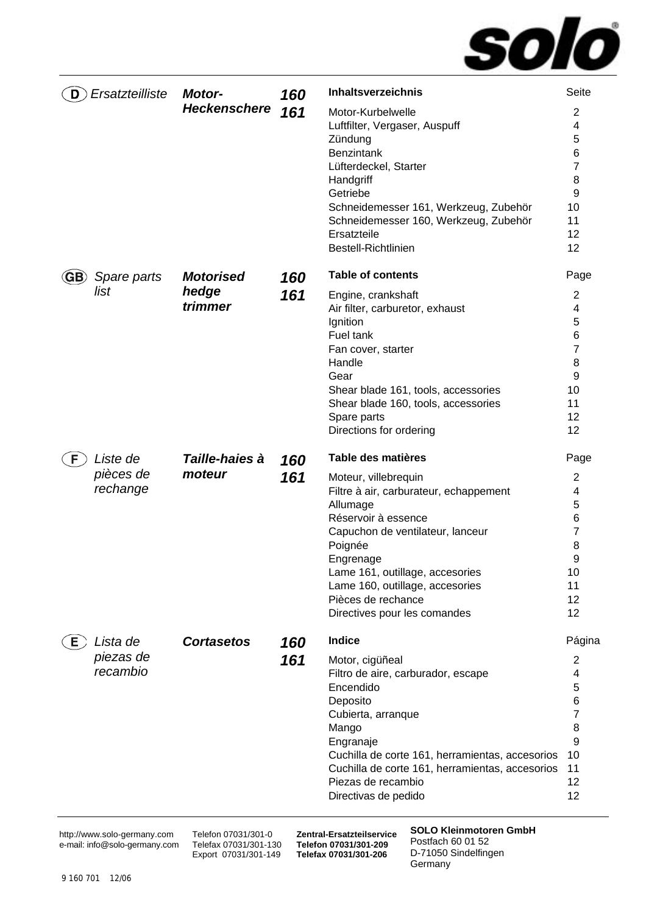solo®

## (D) *Ersatzteilliste* — ***Motor-Heckenschere*** — ***160 161***

| **Inhaltsverzeichnis** | Seite |
|---|---|
| Motor-Kurbelwelle | 2 |
| Luftfilter, Vergaser, Auspuff | 4 |
| Zündung | 5 |
| Benzintank | 6 |
| Lüfterdeckel, Starter | 7 |
| Handgriff | 8 |
| Getriebe | 9 |
| Schneidemesser 161, Werkzeug, Zubehör | 10 |
| Schneidemesser 160, Werkzeug, Zubehör | 11 |
| Ersatzteile | 12 |
| Bestell-Richtlinien | 12 |

## (GB) *Spare parts list* — ***Motorised hedge trimmer*** — ***160 161***

| **Table of contents** | Page |
|---|---|
| Engine, crankshaft | 2 |
| Air filter, carburetor, exhaust | 4 |
| Ignition | 5 |
| Fuel tank | 6 |
| Fan cover, starter | 7 |
| Handle | 8 |
| Gear | 9 |
| Shear blade 161, tools, accessories | 10 |
| Shear blade 160, tools, accessories | 11 |
| Spare parts | 12 |
| Directions for ordering | 12 |

## (F) *Liste de pièces de rechange* — ***Taille-haies à moteur*** — ***160 161***

| **Table des matières** | Page |
|---|---|
| Moteur, villebrequin | 2 |
| Filtre à air, carburateur, echappement | 4 |
| Allumage | 5 |
| Réservoir à essence | 6 |
| Capuchon de ventilateur, lanceur | 7 |
| Poignée | 8 |
| Engrenage | 9 |
| Lame 161, outillage, accesories | 10 |
| Lame 160, outillage, accesories | 11 |
| Pièces de rechance | 12 |
| Directives pour les comandes | 12 |

## (E) *Lista de piezas de recambio* — ***Cortasetos*** — ***160 161***

| **Indice** | Página |
|---|---|
| Motor, cigüñeal | 2 |
| Filtro de aire, carburador, escape | 4 |
| Encendido | 5 |
| Deposito | 6 |
| Cubierta, arranque | 7 |
| Mango | 8 |
| Engranaje | 9 |
| Cuchilla de corte 161, herramientas, accesorios | 10 |
| Cuchilla de corte 161, herramientas, accesorios | 11 |
| Piezas de recambio | 12 |
| Directivas de pedido | 12 |

---

http://www.solo-germany.com
e-mail: info@solo-germany.com

Telefon 07031/301-0
Telefax 07031/301-130
Export 07031/301-149

**Zentral-Ersatzteilservice**
**Telefon 07031/301-209**
**Telefax 07031/301-206**

**SOLO Kleinmotoren GmbH**
Postfach 60 01 52
D-71050 Sindelfingen
Germany

9 160 701 12/06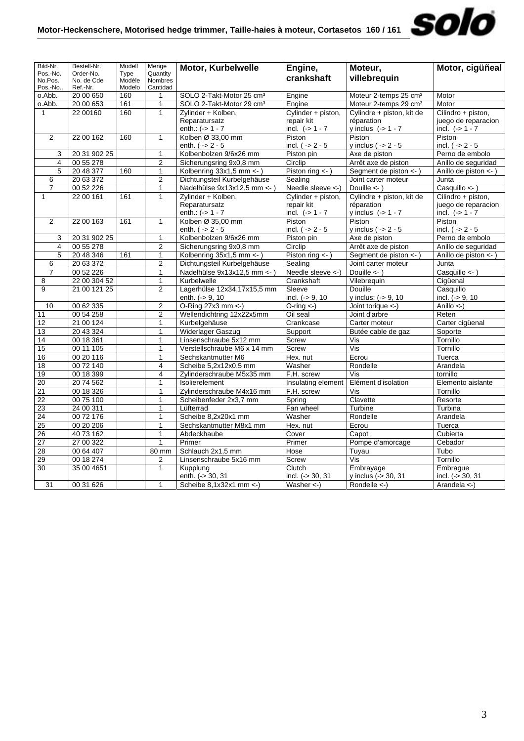# Motor-Heckenschere, Motorised hedge trimmer, Taille-haies à moteur, Cortasetos 160 / 161

| Bild-Nr. Pos.-No. No.Pos. Pos.-No.. | Bestell-Nr. Order-No. No. de Cde Ref.-Nr. | Modell Type Modèle Modelo | Menge Quantity Nombres Cantidad | Motor, Kurbelwelle | Engine, crankshaft | Moteur, villebrequin | Motor, cigüñeal |
|---|---|---|---|---|---|---|---|
| o.Abb. | 20 00 650 | 160 | 1 | SOLO 2-Takt-Motor 25 cm³ | Engine | Moteur 2-temps 25 cm³ | Motor |
| o.Abb. | 20 00 653 | 161 | 1 | SOLO 2-Takt-Motor 29 cm³ | Engine | Moteur 2-temps 29 cm³ | Motor |
| 1 | 22 00160 | 160 | 1 | Zylinder + Kolben, Reparatursatz enth.: (-> 1 - 7 | Cylinder + piston, repair kit incl. (-> 1 - 7 | Cylindre + piston, kit de réparation y inclus (-> 1 - 7 | Cilindro + piston, juego de reparacion incl. (-> 1 - 7 |
| 2 | 22 00 162 | 160 | 1 | Kolben Ø 33,00 mm enth. ( -> 2 - 5 | Piston incl. ( -> 2 - 5 | Piston y inclus ( -> 2 - 5 | Piston incl. ( -> 2 - 5 |
| 3 | 20 31 902 25 | | 1 | Kolbenbolzen 9/6x26 mm | Piston pin | Axe de piston | Perno de embolo |
| 4 | 00 55 278 | | 2 | Sicherungsring 9x0,8 mm | Circlip | Arrêt axe de piston | Anillo de seguridad |
| 5 | 20 48 377 | 160 | 1 | Kolbenring 33x1,5 mm <- ) | Piston ring <- ) | Segment de piston <- ) | Anillo de piston <- ) |
| 6 | 20 63 372 | | 2 | Dichtungsteil Kurbelgehäuse | Sealing | Joint carter moteur | Junta |
| 7 | 00 52 226 | | 1 | Nadelhülse 9x13x12,5 mm <- ) | Needle sleeve <-) | Douille <- ) | Casquillo <- ) |
| 1 | 22 00 161 | 161 | 1 | Zylinder + Kolben, Reparatursatz enth.: (-> 1 - 7 | Cylinder + piston, repair kit incl. (-> 1 - 7 | Cylindre + piston, kit de réparation y inclus (-> 1 - 7 | Cilindro + piston, juego de reparacion incl. (-> 1 - 7 |
| 2 | 22 00 163 | 161 | 1 | Kolben Ø 35,00 mm enth. ( -> 2 - 5 | Piston incl. ( -> 2 - 5 | Piston y inclus ( -> 2 - 5 | Piston incl. ( -> 2 - 5 |
| 3 | 20 31 902 25 | | 1 | Kolbenbolzen 9/6x26 mm | Piston pin | Axe de piston | Perno de embolo |
| 4 | 00 55 278 | | 2 | Sicherungsring 9x0,8 mm | Circlip | Arrêt axe de piston | Anillo de seguridad |
| 5 | 20 48 346 | 161 | 1 | Kolbenring 35x1,5 mm <- ) | Piston ring <- ) | Segment de piston <- ) | Anillo de piston <- ) |
| 6 | 20 63 372 | | 2 | Dichtungsteil Kurbelgehäuse | Sealing | Joint carter moteur | Junta |
| 7 | 00 52 226 | | 1 | Nadelhülse 9x13x12,5 mm <- ) | Needle sleeve <-) | Douille <- ) | Casquillo <- ) |
| 8 | 22 00 304 52 | | 1 | Kurbelwelle | Crankshaft | Vilebrequin | Cigüenal |
| 9 | 21 00 121 25 | | 2 | Lagerhülse 12x34,17x15,5 mm enth. (-> 9, 10 | Sleeve incl. (-> 9, 10 | Douille y inclus: (-> 9, 10 | Casquillo incl. (-> 9, 10 |
| 10 | 00 62 335 | | 2 | O-Ring 27x3 mm <-) | O-ring <-) | Joint torique <-) | Anillo <-) |
| 11 | 00 54 258 | | 2 | Wellendichtring 12x22x5mm | Oil seal | Joint d'arbre | Reten |
| 12 | 21 00 124 | | 1 | Kurbelgehäuse | Crankcase | Carter moteur | Carter cigüenal |
| 13 | 20 43 324 | | 1 | Widerlager Gaszug | Support | Butée cable de gaz | Soporte |
| 14 | 00 18 361 | | 1 | Linsenschraube 5x12 mm | Screw | Vis | Tornillo |
| 15 | 00 11 105 | | 1 | Verstellschraube M6 x 14 mm | Screw | Vis | Tornillo |
| 16 | 00 20 116 | | 1 | Sechskantmutter M6 | Hex. nut | Ecrou | Tuerca |
| 18 | 00 72 140 | | 4 | Scheibe 5,2x12x0,5 mm | Washer | Rondelle | Arandela |
| 19 | 00 18 399 | | 4 | Zylinderschraube M5x35 mm | F.H. screw | Vis | tornillo |
| 20 | 20 74 562 | | 1 | Isolierelement | Insulating element | Elément d'isolation | Elemento aislante |
| 21 | 00 18 326 | | 1 | Zylinderschraube M4x16 mm | F.H. screw | Vis | Tornillo |
| 22 | 00 75 100 | | 1 | Scheibenfeder 2x3,7 mm | Spring | Clavette | Resorte |
| 23 | 24 00 311 | | 1 | Lüfterrad | Fan wheel | Turbine | Turbina |
| 24 | 00 72 176 | | 1 | Scheibe 8,2x20x1 mm | Washer | Rondelle | Arandela |
| 25 | 00 20 206 | | 1 | Sechskantmutter M8x1 mm | Hex. nut | Ecrou | Tuerca |
| 26 | 40 73 162 | | 1 | Abdeckhaube | Cover | Capot | Cubierta |
| 27 | 27 00 322 | | 1 | Primer | Primer | Pompe d'amorcage | Cebador |
| 28 | 00 64 407 | | 80 mm | Schlauch 2x1,5 mm | Hose | Tuyau | Tubo |
| 29 | 00 18 274 | | 2 | Linsenschraube 5x16 mm | Screw | Vis | Tornillo |
| 30 | 35 00 4651 | | 1 | Kupplung enth. (-> 30, 31 | Clutch incl. (-> 30, 31 | Embrayage y inclus (-> 30, 31 | Embrague incl. (-> 30, 31 |
| 31 | 00 31 626 | | 1 | Scheibe 8,1x32x1 mm <-) | Washer <-) | Rondelle <-) | Arandela <-) |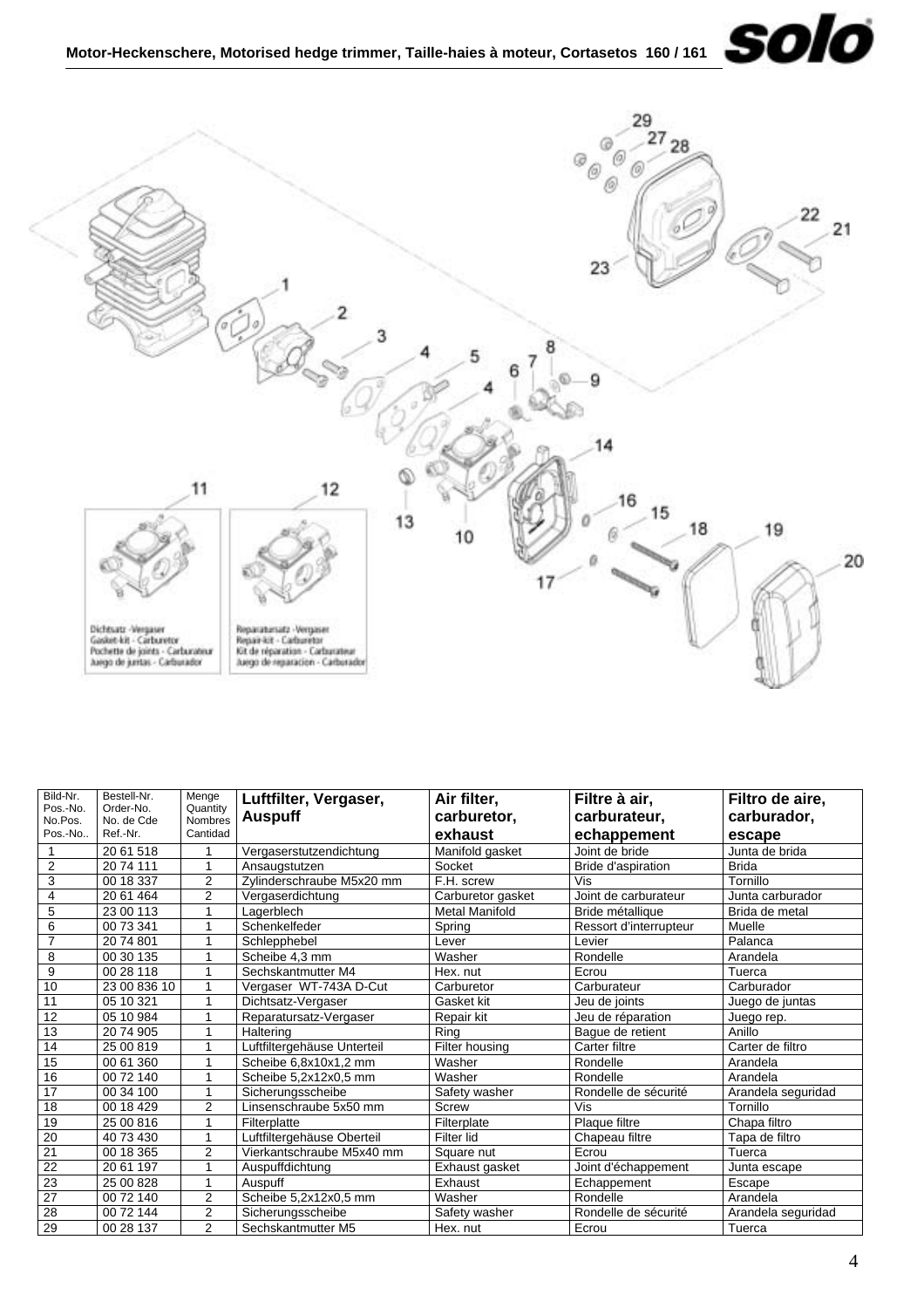# Motor-Heckenschere, Motorised hedge trimmer, Taille-haies à moteur, Cortasetos 160 / 161

Dichtsatz -Vergaser
Gasket-kit - Carburetor
Pochette de joints - Carburateur
Juego de juntas - Carburador

Reparatursatz -Vergaser
Repair-kit - Carburetor
Kit de réparation - Carburateur
Juego de reparacion - Carburador

| Bild-Nr. Pos.-No. No.Pos. Pos.-No.. | Bestell-Nr. Order-No. No. de Cde Ref.-Nr. | Menge Quantity Nombres Cantidad | Luftfilter, Vergaser, Auspuff | Air filter, carburetor, exhaust | Filtre à air, carburateur, echappement | Filtro de aire, carburador, escape |
|---|---|---|---|---|---|---|
| 1 | 20 61 518 | 1 | Vergaserstutzendichtung | Manifold gasket | Joint de bride | Junta de brida |
| 2 | 20 74 111 | 1 | Ansaugstutzen | Socket | Bride d'aspiration | Brida |
| 3 | 00 18 337 | 2 | Zylinderschraube M5x20 mm | F.H. screw | Vis | Tornillo |
| 4 | 20 61 464 | 2 | Vergaserdichtung | Carburetor gasket | Joint de carburateur | Junta carburador |
| 5 | 23 00 113 | 1 | Lagerblech | Metal Manifold | Bride métallique | Brida de metal |
| 6 | 00 73 341 | 1 | Schenkelfeder | Spring | Ressort d'interrupteur | Muelle |
| 7 | 20 74 801 | 1 | Schlepphebel | Lever | Levier | Palanca |
| 8 | 00 30 135 | 1 | Scheibe 4,3 mm | Washer | Rondelle | Arandela |
| 9 | 00 28 118 | 1 | Sechskantmutter M4 | Hex. nut | Ecrou | Tuerca |
| 10 | 23 00 836 10 | 1 | Vergaser WT-743A D-Cut | Carburetor | Carburateur | Carburador |
| 11 | 05 10 321 | 1 | Dichtsatz-Vergaser | Gasket kit | Jeu de joints | Juego de juntas |
| 12 | 05 10 984 | 1 | Reparatursatz-Vergaser | Repair kit | Jeu de réparation | Juego rep. |
| 13 | 20 74 905 | 1 | Haltering | Ring | Bague de retient | Anillo |
| 14 | 25 00 819 | 1 | Luftfiltergehäuse Unterteil | Filter housing | Carter filtre | Carter de filtro |
| 15 | 00 61 360 | 1 | Scheibe 6,8x10x1,2 mm | Washer | Rondelle | Arandela |
| 16 | 00 72 140 | 1 | Scheibe 5,2x12x0,5 mm | Washer | Rondelle | Arandela |
| 17 | 00 34 100 | 1 | Sicherungsscheibe | Safety washer | Rondelle de sécurité | Arandela seguridad |
| 18 | 00 18 429 | 2 | Linsenschraube 5x50 mm | Screw | Vis | Tornillo |
| 19 | 25 00 816 | 1 | Filterplatte | Filterplate | Plaque filtre | Chapa filtro |
| 20 | 40 73 430 | 1 | Luftfiltergehäuse Oberteil | Filter lid | Chapeau filtre | Tapa de filtro |
| 21 | 00 18 365 | 2 | Vierkantschraube M5x40 mm | Square nut | Ecrou | Tuerca |
| 22 | 20 61 197 | 1 | Auspuffdichtung | Exhaust gasket | Joint d'échappement | Junta escape |
| 23 | 25 00 828 | 1 | Auspuff | Exhaust | Echappement | Escape |
| 27 | 00 72 140 | 2 | Scheibe 5,2x12x0,5 mm | Washer | Rondelle | Arandela |
| 28 | 00 72 144 | 2 | Sicherungsscheibe | Safety washer | Rondelle de sécurité | Arandela seguridad |
| 29 | 00 28 137 | 2 | Sechskantmutter M5 | Hex. nut | Ecrou | Tuerca |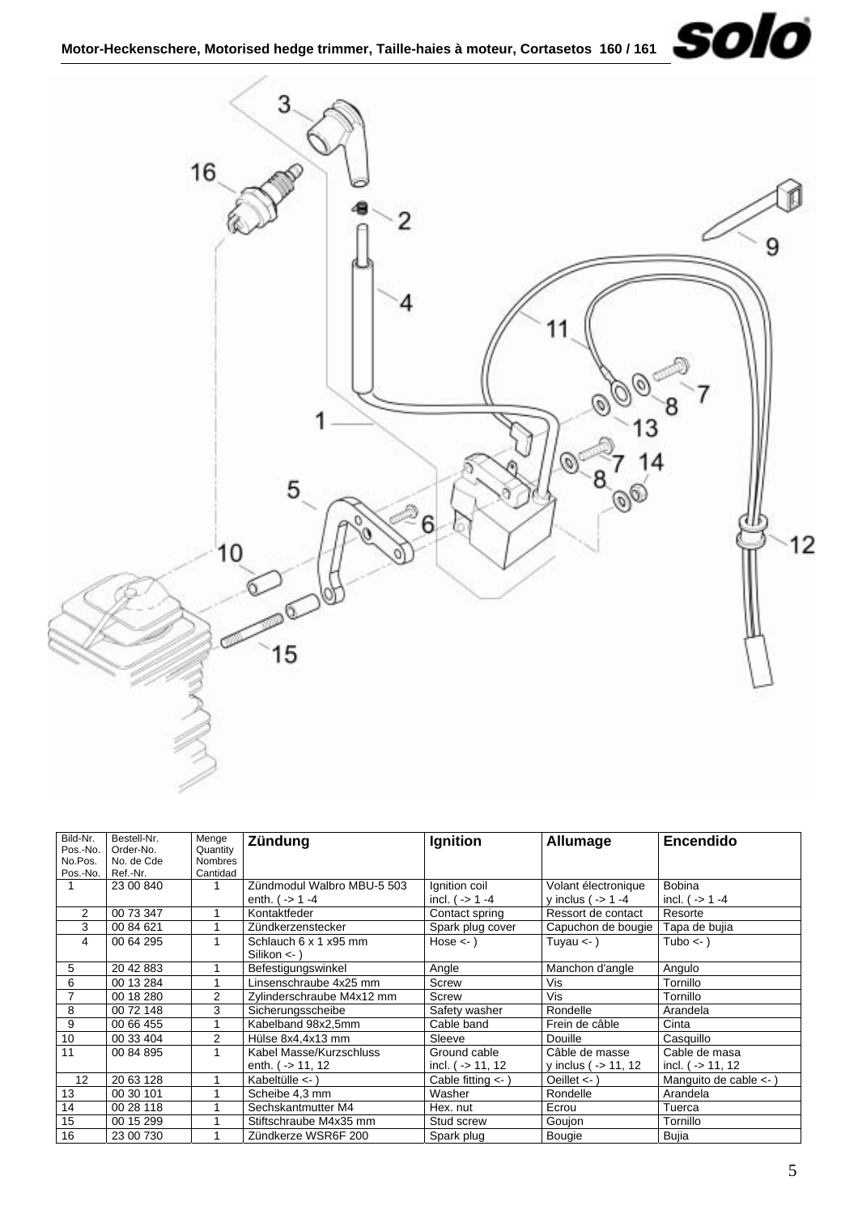| Bild-Nr. Pos.-No. No.Pos. Pos.-No. | Bestell-Nr. Order-No. No. de Cde Ref.-Nr. | Menge Quantity Nombres Cantidad | **Zündung** | **Ignition** | **Allumage** | **Encendido** |
|---|---|---|---|---|---|---|
| 1 | 23 00 840 | 1 | Zündmodul Walbro MBU-5 503 enth. ( -> 1 -4 | Ignition coil incl. ( -> 1 -4 | Volant électronique y inclus ( -> 1 -4 | Bobina incl. ( -> 1 -4 |
| 2 | 00 73 347 | 1 | Kontaktfeder | Contact spring | Ressort de contact | Resorte |
| 3 | 00 84 621 | 1 | Zündkerzenstecker | Spark plug cover | Capuchon de bougie | Tapa de bujia |
| 4 | 00 64 295 | 1 | Schlauch 6 x 1 x95 mm Silikon <- ) | Hose <- ) | Tuyau <- ) | Tubo <- ) |
| 5 | 20 42 883 | 1 | Befestigungswinkel | Angle | Manchon d'angle | Angulo |
| 6 | 00 13 284 | 1 | Linsenschraube 4x25 mm | Screw | Vis | Tornillo |
| 7 | 00 18 280 | 2 | Zylinderschraube M4x12 mm | Screw | Vis | Tornillo |
| 8 | 00 72 148 | 3 | Sicherungsscheibe | Safety washer | Rondelle | Arandela |
| 9 | 00 66 455 | 1 | Kabelband 98x2,5mm | Cable band | Frein de câble | Cinta |
| 10 | 00 33 404 | 2 | Hülse 8x4,4x13 mm | Sleeve | Douille | Casquillo |
| 11 | 00 84 895 | 1 | Kabel Masse/Kurzschluss enth. ( -> 11, 12 | Ground cable incl. ( -> 11, 12 | Câble de masse y inclus ( -> 11, 12 | Cable de masa incl. ( -> 11, 12 |
| 12 | 20 63 128 | 1 | Kabeltülle <- ) | Cable fitting <- ) | Oeillet <- ) | Manguito de cable <- ) |
| 13 | 00 30 101 | 1 | Scheibe 4,3 mm | Washer | Rondelle | Arandela |
| 14 | 00 28 118 | 1 | Sechskantmutter M4 | Hex. nut | Ecrou | Tuerca |
| 15 | 00 15 299 | 1 | Stiftschraube M4x35 mm | Stud screw | Goujon | Tornillo |
| 16 | 23 00 730 | 1 | Zündkerze WSR6F 200 | Spark plug | Bougie | Bujia |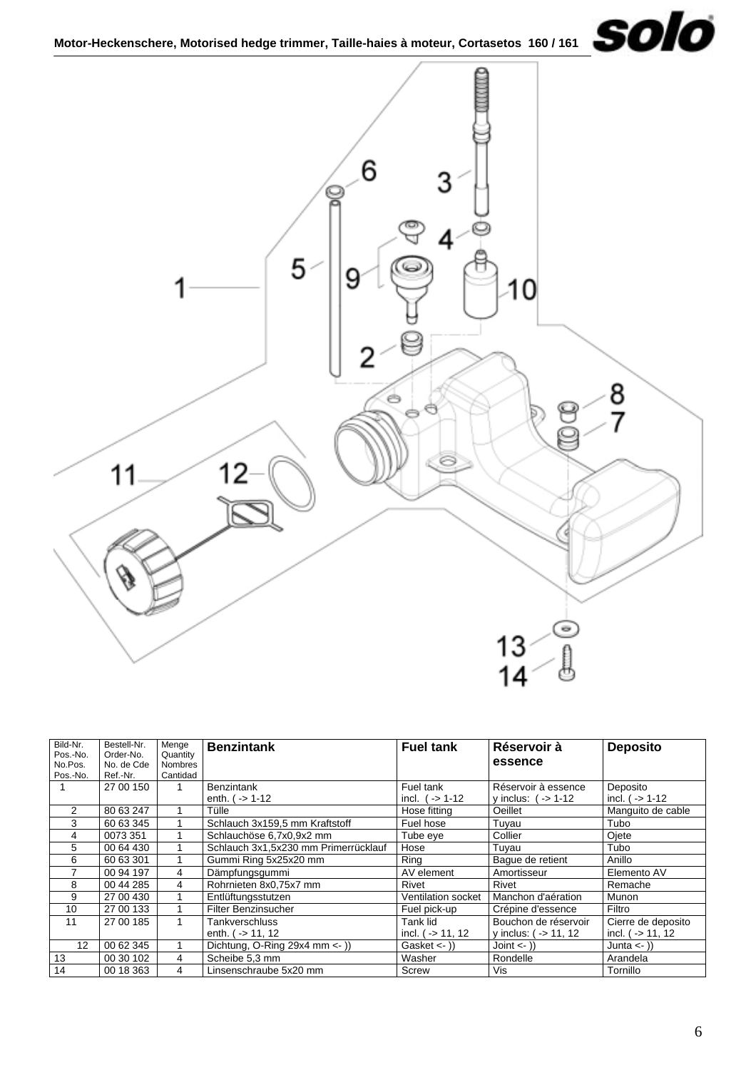## Motor-Heckenschere, Motorised hedge trimmer, Taille-haies à moteur, Cortasetos 160 / 161

| Bild-Nr. Pos.-No. No.Pos. Pos.-No. | Bestell-Nr. Order-No. No. de Cde Ref.-Nr. | Menge Quantity Nombres Cantidad | **Benzintank** | **Fuel tank** | **Réservoir à essence** | **Deposito** |
|---|---|---|---|---|---|---|
| 1 | 27 00 150 | 1 | Benzintank enth. ( -> 1-12 | Fuel tank incl. ( -> 1-12 | Réservoir à essence y inclus: ( -> 1-12 | Deposito incl. ( -> 1-12 |
| 2 | 80 63 247 | 1 | Tülle | Hose fitting | Oeillet | Manguito de cable |
| 3 | 60 63 345 | 1 | Schlauch 3x159,5 mm Kraftstoff | Fuel hose | Tuyau | Tubo |
| 4 | 0073 351 | 1 | Schlauchöse 6,7x0,9x2 mm | Tube eye | Collier | Ojete |
| 5 | 00 64 430 | 1 | Schlauch 3x1,5x230 mm Primerrücklauf | Hose | Tuyau | Tubo |
| 6 | 60 63 301 | 1 | Gummi Ring 5x25x20 mm | Ring | Bague de retient | Anillo |
| 7 | 00 94 197 | 4 | Dämpfungsgummi | AV element | Amortisseur | Elemento AV |
| 8 | 00 44 285 | 4 | Rohrnieten 8x0,75x7 mm | Rivet | Rivet | Remache |
| 9 | 27 00 430 | 1 | Entlüftungsstutzen | Ventilation socket | Manchon d'aération | Munon |
| 10 | 27 00 133 | 1 | Filter Benzinsucher | Fuel pick-up | Crépine d'essence | Filtro |
| 11 | 27 00 185 | 1 | Tankverschluss enth. ( -> 11, 12 | Tank lid incl. ( -> 11, 12 | Bouchon de réservoir y inclus: ( -> 11, 12 | Cierre de deposito incl. ( -> 11, 12 |
| 12 | 00 62 345 | 1 | Dichtung, O-Ring 29x4 mm <- )) | Gasket <- )) | Joint <- )) | Junta <- )) |
| 13 | 00 30 102 | 4 | Scheibe 5,3 mm | Washer | Rondelle | Arandela |
| 14 | 00 18 363 | 4 | Linsenschraube 5x20 mm | Screw | Vis | Tornillo |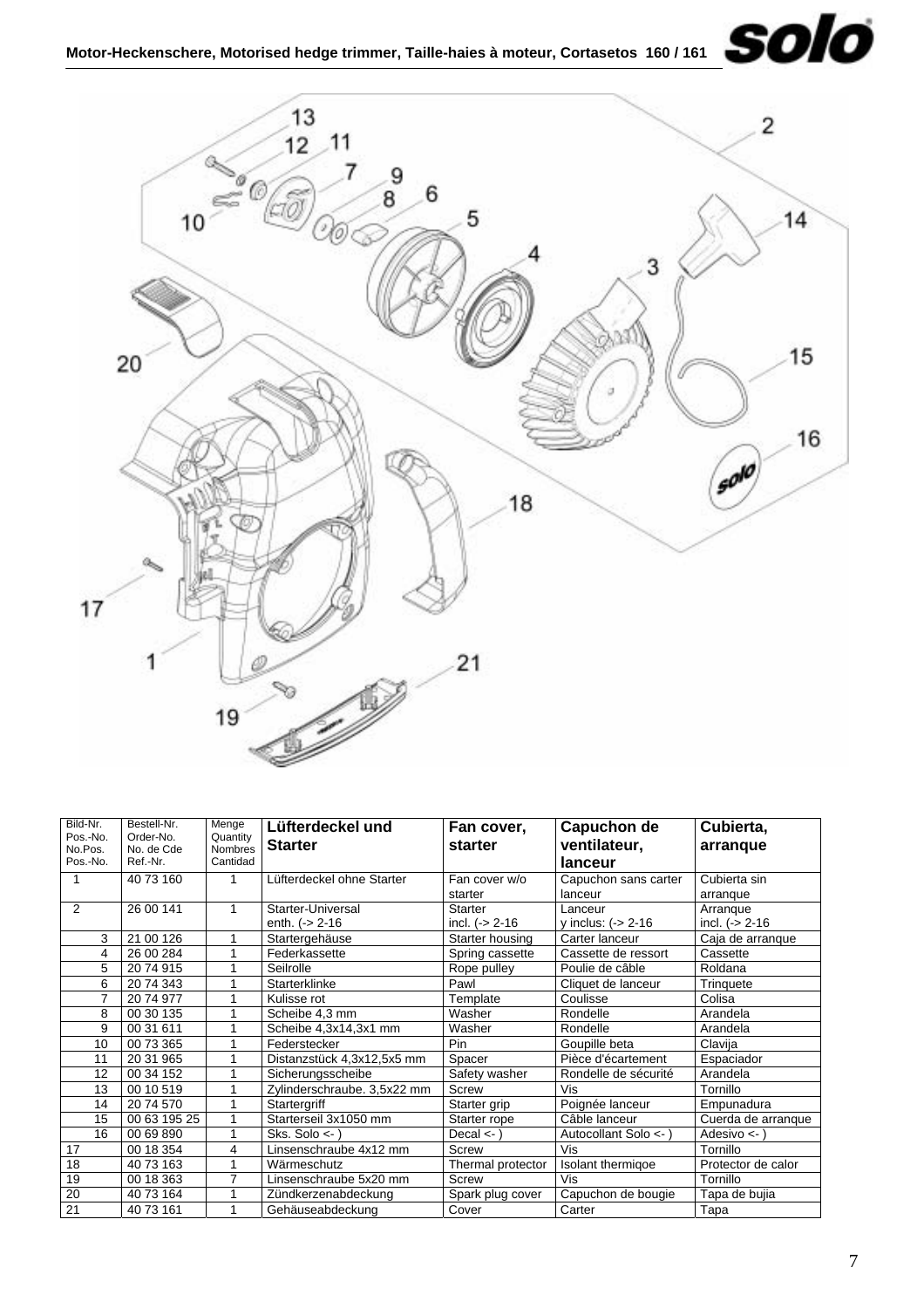| Bild-Nr. Pos.-No. No.Pos. Pos.-No. | Bestell-Nr. Order-No. No. de Cde Ref.-Nr. | Menge Quantity Nombres Cantidad | **Lüfterdeckel und Starter** | **Fan cover, starter** | **Capuchon de ventilateur, lanceur** | **Cubierta, arranque** |
|---|---|---|---|---|---|---|
| 1 | 40 73 160 | 1 | Lüfterdeckel ohne Starter | Fan cover w/o starter | Capuchon sans carter lanceur | Cubierta sin arranque |
| 2 | 26 00 141 | 1 | Starter-Universal enth. (-> 2-16 | Starter incl. (-> 2-16 | Lanceur y inclus: (-> 2-16 | Arranque incl. (-> 2-16 |
| 3 | 21 00 126 | 1 | Startergehäuse | Starter housing | Carter lanceur | Caja de arranque |
| 4 | 26 00 284 | 1 | Federkassette | Spring cassette | Cassette de ressort | Cassette |
| 5 | 20 74 915 | 1 | Seilrolle | Rope pulley | Poulie de câble | Roldana |
| 6 | 20 74 343 | 1 | Starterklinke | Pawl | Cliquet de lanceur | Trinquete |
| 7 | 20 74 977 | 1 | Kulisse rot | Template | Coulisse | Colisa |
| 8 | 00 30 135 | 1 | Scheibe 4,3 mm | Washer | Rondelle | Arandela |
| 9 | 00 31 611 | 1 | Scheibe 4,3x14,3x1 mm | Washer | Rondelle | Arandela |
| 10 | 00 73 365 | 1 | Federstecker | Pin | Goupille beta | Clavija |
| 11 | 20 31 965 | 1 | Distanzstück 4,3x12,5x5 mm | Spacer | Pièce d'écartement | Espaciador |
| 12 | 00 34 152 | 1 | Sicherungsscheibe | Safety washer | Rondelle de sécurité | Arandela |
| 13 | 00 10 519 | 1 | Zylinderschraube. 3,5x22 mm | Screw | Vis | Tornillo |
| 14 | 20 74 570 | 1 | Startergriff | Starter grip | Poignée lanceur | Empunadura |
| 15 | 00 63 195 25 | 1 | Starterseil 3x1050 mm | Starter rope | Câble lanceur | Cuerda de arranque |
| 16 | 00 69 890 | 1 | Sks. Solo <- ) | Decal <- ) | Autocollant Solo <- ) | Adesivo <- ) |
| 17 | 00 18 354 | 4 | Linsenschraube 4x12 mm | Screw | Vis | Tornillo |
| 18 | 40 73 163 | 1 | Wärmeschutz | Thermal protector | Isolant thermiqoe | Protector de calor |
| 19 | 00 18 363 | 7 | Linsenschraube 5x20 mm | Screw | Vis | Tornillo |
| 20 | 40 73 164 | 1 | Zündkerzenabdeckung | Spark plug cover | Capuchon de bougie | Tapa de bujia |
| 21 | 40 73 161 | 1 | Gehäuseabdeckung | Cover | Carter | Tapa |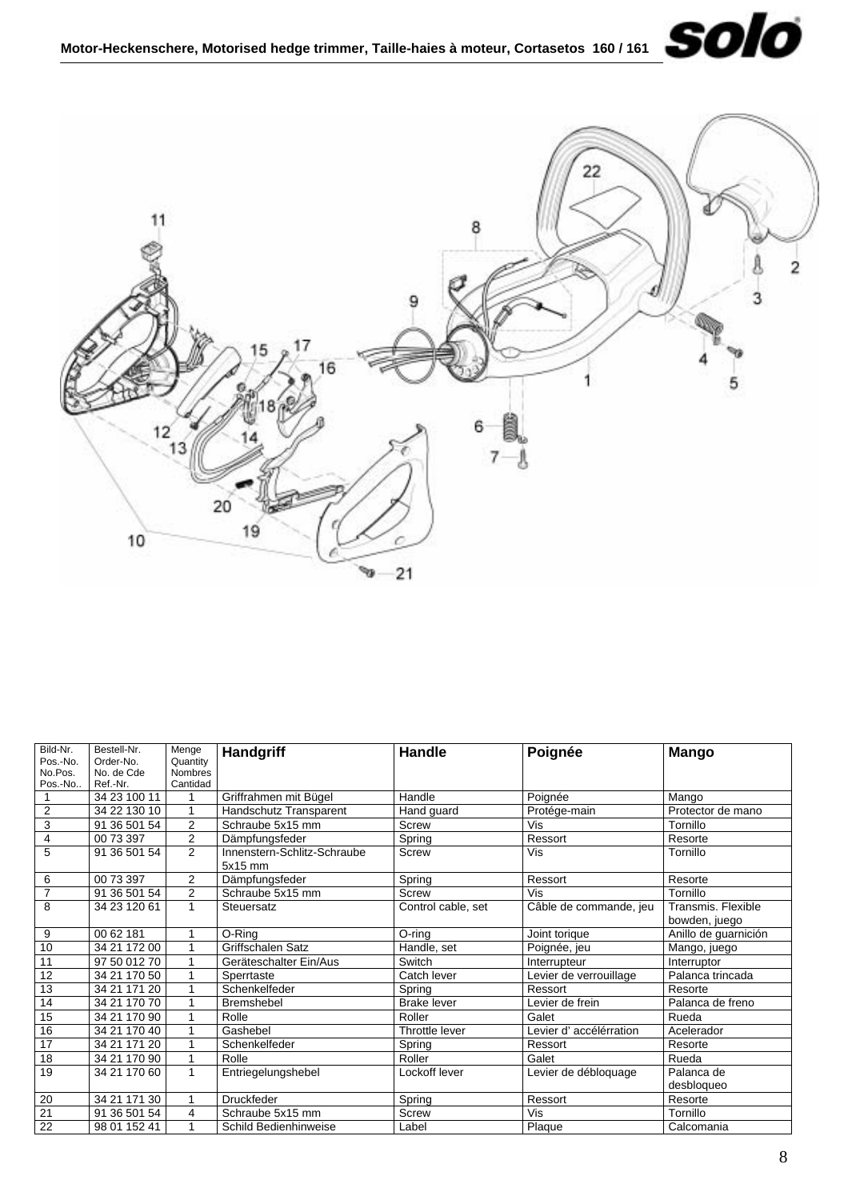| Bild-Nr. Pos.-No. No.Pos. Pos.-No.. | Bestell-Nr. Order-No. No. de Cde Ref.-Nr. | Menge Quantity Nombres Cantidad | **Handgriff** | **Handle** | **Poignée** | **Mango** |
|---|---|---|---|---|---|---|
| 1 | 34 23 100 11 | 1 | Griffrahmen mit Bügel | Handle | Poignée | Mango |
| 2 | 34 22 130 10 | 1 | Handschutz Transparent | Hand guard | Protége-main | Protector de mano |
| 3 | 91 36 501 54 | 2 | Schraube 5x15 mm | Screw | Vis | Tornillo |
| 4 | 00 73 397 | 2 | Dämpfungsfeder | Spring | Ressort | Resorte |
| 5 | 91 36 501 54 | 2 | Innenstern-Schlitz-Schraube 5x15 mm | Screw | Vis | Tornillo |
| 6 | 00 73 397 | 2 | Dämpfungsfeder | Spring | Ressort | Resorte |
| 7 | 91 36 501 54 | 2 | Schraube 5x15 mm | Screw | Vis | Tornillo |
| 8 | 34 23 120 61 | 1 | Steuersatz | Control cable, set | Câble de commande, jeu | Transmis. Flexible bowden, juego |
| 9 | 00 62 181 | 1 | O-Ring | O-ring | Joint torique | Anillo de guarnición |
| 10 | 34 21 172 00 | 1 | Griffschalen Satz | Handle, set | Poignée, jeu | Mango, juego |
| 11 | 97 50 012 70 | 1 | Geräteschalter Ein/Aus | Switch | Interrupteur | Interruptor |
| 12 | 34 21 170 50 | 1 | Sperrtaste | Catch lever | Levier de verrouillage | Palanca trincada |
| 13 | 34 21 171 20 | 1 | Schenkelfeder | Spring | Ressort | Resorte |
| 14 | 34 21 170 70 | 1 | Bremshebel | Brake lever | Levier de frein | Palanca de freno |
| 15 | 34 21 170 90 | 1 | Rolle | Roller | Galet | Rueda |
| 16 | 34 21 170 40 | 1 | Gashebel | Throttle lever | Levier d' accélérration | Acelerador |
| 17 | 34 21 171 20 | 1 | Schenkelfeder | Spring | Ressort | Resorte |
| 18 | 34 21 170 90 | 1 | Rolle | Roller | Galet | Rueda |
| 19 | 34 21 170 60 | 1 | Entriegelungshebel | Lockoff lever | Levier de débloquage | Palanca de desbloqueo |
| 20 | 34 21 171 30 | 1 | Druckfeder | Spring | Ressort | Resorte |
| 21 | 91 36 501 54 | 4 | Schraube 5x15 mm | Screw | Vis | Tornillo |
| 22 | 98 01 152 41 | 1 | Schild Bedienhinweise | Label | Plaque | Calcomania |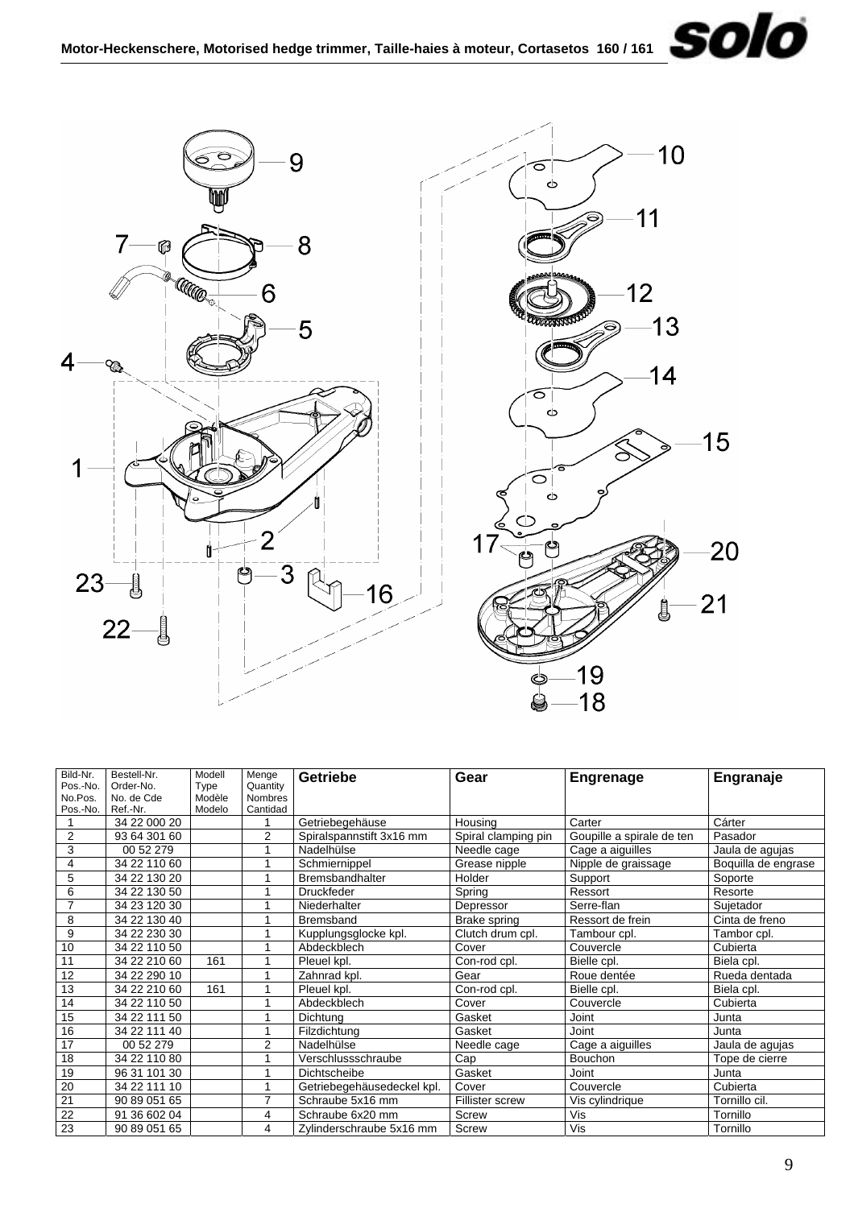| Bild-Nr. Pos.-No. No.Pos. Pos.-No. | Bestell-Nr. Order-No. No. de Cde Ref.-Nr. | Modell Type Modèle Modelo | Menge Quantity Nombres Cantidad | **Getriebe** | **Gear** | **Engrenage** | **Engranaje** |
|---|---|---|---|---|---|---|---|
| 1 | 34 22 000 20 | | 1 | Getriebegehäuse | Housing | Carter | Cárter |
| 2 | 93 64 301 60 | | 2 | Spiralspannstift 3x16 mm | Spiral clamping pin | Goupille a spirale de ten | Pasador |
| 3 | 00 52 279 | | 1 | Nadelhülse | Needle cage | Cage a aiguilles | Jaula de agujas |
| 4 | 34 22 110 60 | | 1 | Schmiernippel | Grease nipple | Nipple de graissage | Boquilla de engrase |
| 5 | 34 22 130 20 | | 1 | Bremsbandhalter | Holder | Support | Soporte |
| 6 | 34 22 130 50 | | 1 | Druckfeder | Spring | Ressort | Resorte |
| 7 | 34 23 120 30 | | 1 | Niederhalter | Depressor | Serre-flan | Sujetador |
| 8 | 34 22 130 40 | | 1 | Bremsband | Brake spring | Ressort de frein | Cinta de freno |
| 9 | 34 22 230 30 | | 1 | Kupplungsglocke kpl. | Clutch drum cpl. | Tambour cpl. | Tambor cpl. |
| 10 | 34 22 110 50 | | 1 | Abdeckblech | Cover | Couvercle | Cubierta |
| 11 | 34 22 210 60 | 161 | 1 | Pleuel kpl. | Con-rod cpl. | Bielle cpl. | Biela cpl. |
| 12 | 34 22 290 10 | | 1 | Zahnrad kpl. | Gear | Roue dentée | Rueda dentada |
| 13 | 34 22 210 60 | 161 | 1 | Pleuel kpl. | Con-rod cpl. | Bielle cpl. | Biela cpl. |
| 14 | 34 22 110 50 | | 1 | Abdeckblech | Cover | Couvercle | Cubierta |
| 15 | 34 22 111 50 | | 1 | Dichtung | Gasket | Joint | Junta |
| 16 | 34 22 111 40 | | 1 | Filzdichtung | Gasket | Joint | Junta |
| 17 | 00 52 279 | | 2 | Nadelhülse | Needle cage | Cage a aiguilles | Jaula de agujas |
| 18 | 34 22 110 80 | | 1 | Verschlussschraube | Cap | Bouchon | Tope de cierre |
| 19 | 96 31 101 30 | | 1 | Dichtscheibe | Gasket | Joint | Junta |
| 20 | 34 22 111 10 | | 1 | Getriebegehäusedeckel kpl. | Cover | Couvercle | Cubierta |
| 21 | 90 89 051 65 | | 7 | Schraube 5x16 mm | Fillister screw | Vis cylindrique | Tornillo cil. |
| 22 | 91 36 602 04 | | 4 | Schraube 6x20 mm | Screw | Vis | Tornillo |
| 23 | 90 89 051 65 | | 4 | Zylinderschraube 5x16 mm | Screw | Vis | Tornillo |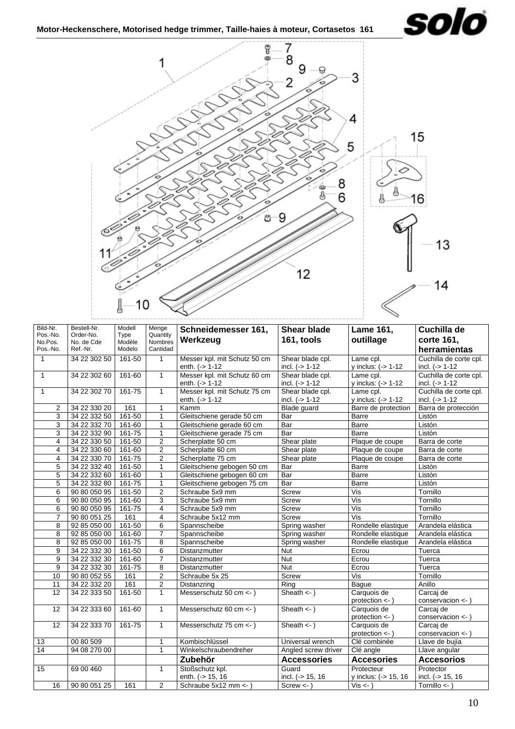# Motor-Heckenschere, Motorised hedge trimmer, Taille-haies à moteur, Cortasetos 161

| Bild-Nr. Pos.-No. No.Pos. Pos.-No. | Bestell-Nr. Order-No. No. de Cde Ref.-Nr. | Modell Type Modèle Modelo | Menge Quantity Nombres Cantidad | **Schneidemesser 161, Werkzeug** | **Shear blade 161, tools** | **Lame 161, outillage** | **Cuchilla de corte 161, herramientas** |
|---|---|---|---|---|---|---|---|
| 1 | 34 22 302 50 | 161-50 | 1 | Messer kpl. mit Schutz 50 cm enth. (-> 1-12 | Shear blade cpl. incl. (-> 1-12 | Lame cpl. y inclus: (-> 1-12 | Cuchilla de corte cpl. incl. (-> 1-12 |
| 1 | 34 22 302 60 | 161-60 | 1 | Messer kpl. mit Schutz 60 cm enth. (-> 1-12 | Shear blade cpl. incl. (-> 1-12 | Lame cpl. y inclus: (-> 1-12 | Cuchilla de corte cpl. incl. (-> 1-12 |
| 1 | 34 22 302 70 | 161-75 | 1 | Messer kpl. mit Schutz 75 cm enth. (-> 1-12 | Shear blade cpl. incl. (-> 1-12 | Lame cpl. y inclus: (-> 1-12 | Cuchilla de corte cpl. incl. (-> 1-12 |
| 2 | 34 22 330 20 | 161 | 1 | Kamm | Blade guard | Barre de protection | Barra de protección |
| 3 | 34 22 332 50 | 161-50 | 1 | Gleitschiene gerade 50 cm | Bar | Barre | Listón |
| 3 | 34 22 332 70 | 161-60 | 1 | Gleitschiene gerade 60 cm | Bar | Barre | Listón |
| 3 | 34 22 332 90 | 161-75 | 1 | Gleitschiene gerade 75 cm | Bar | Barre | Listón |
| 4 | 34 22 330 50 | 161-50 | 2 | Scherplatte 50 cm | Shear plate | Plaque de coupe | Barra de corte |
| 4 | 34 22 330 60 | 161-60 | 2 | Scherplatte 60 cm | Shear plate | Plaque de coupe | Barra de corte |
| 4 | 34 22 330 70 | 161-75 | 2 | Scherplatte 75 cm | Shear plate | Plaque de coupe | Barra de corte |
| 5 | 34 22 332 40 | 161-50 | 1 | Gleitschiene gebogen 50 cm | Bar | Barre | Listón |
| 5 | 34 22 332 60 | 161-60 | 1 | Gleitschiene gebogen 60 cm | Bar | Barre | Listón |
| 5 | 34 22 332 80 | 161-75 | 1 | Gleitschiene gebogen 75 cm | Bar | Barre | Listón |
| 6 | 90 80 050 95 | 161-50 | 2 | Schraube 5x9 mm | Screw | Vis | Tornillo |
| 6 | 90 80 050 95 | 161-60 | 3 | Schraube 5x9 mm | Screw | Vis | Tornillo |
| 6 | 90 80 050 95 | 161-75 | 4 | Schraube 5x9 mm | Screw | Vis | Tornillo |
| 7 | 90 80 051 25 | 161 | 4 | Schraube 5x12 mm | Screw | Vis | Tornillo |
| 8 | 92 85 050 00 | 161-50 | 6 | Spannscheibe | Spring washer | Rondelle elastique | Arandela elástica |
| 8 | 92 85 050 00 | 161-60 | 7 | Spannscheibe | Spring washer | Rondelle elastique | Arandela elástica |
| 8 | 92 85 050 00 | 161-75 | 8 | Spannscheibe | Spring washer | Rondelle elastique | Arandela elástica |
| 9 | 34 22 332 30 | 161-50 | 6 | Distanzmutter | Nut | Ecrou | Tuerca |
| 9 | 34 22 332 30 | 161-60 | 7 | Distanzmutter | Nut | Ecrou | Tuerca |
| 9 | 34 22 332 30 | 161-75 | 8 | Distanzmutter | Nut | Ecrou | Tuerca |
| 10 | 90 80 052 55 | 161 | 2 | Schraube 5x 25 | Screw | Vis | Tornillo |
| 11 | 34 22 332 20 | 161 | 2 | Distanzring | Ring | Bague | Anillo |
| 12 | 34 22 333 50 | 161-50 | 1 | Messerschutz 50 cm <- ) | Sheath <- ) | Carquois de protection <- ) | Carcaj de conservacion <- ) |
| 12 | 34 22 333 60 | 161-60 | 1 | Messerschutz 60 cm <- ) | Sheath <- ) | Carquois de protection <- ) | Carcaj de conservacion <- ) |
| 12 | 34 22 333 70 | 161-75 | 1 | Messerschutz 75 cm <- ) | Sheath <- ) | Carquois de protection <- ) | Carcaj de conservacion <- ) |
| 13 | 00 80 509 | | 1 | Kombischlüssel | Universal wrench | Clé combinée | Llave de bujía |
| 14 | 94 08 270 00 | | 1 | Winkelschraubendreher | Angled screw driver | Clé angle | Llave angular |
| | | | | **Zubehör** | **Accessories** | **Accesories** | **Accesorios** |
| 15 | 69 00 460 | | 1 | Stoßschutz kpl. enth. (-> 15, 16 | Guard incl. (-> 15, 16 | Protecteur y inclus: (-> 15, 16 | Protector incl. (-> 15, 16 |
| 16 | 90 80 051 25 | 161 | 2 | Schraube 5x12 mm <- ) | Screw <- ) | Vis <- ) | Tornillo <- ) |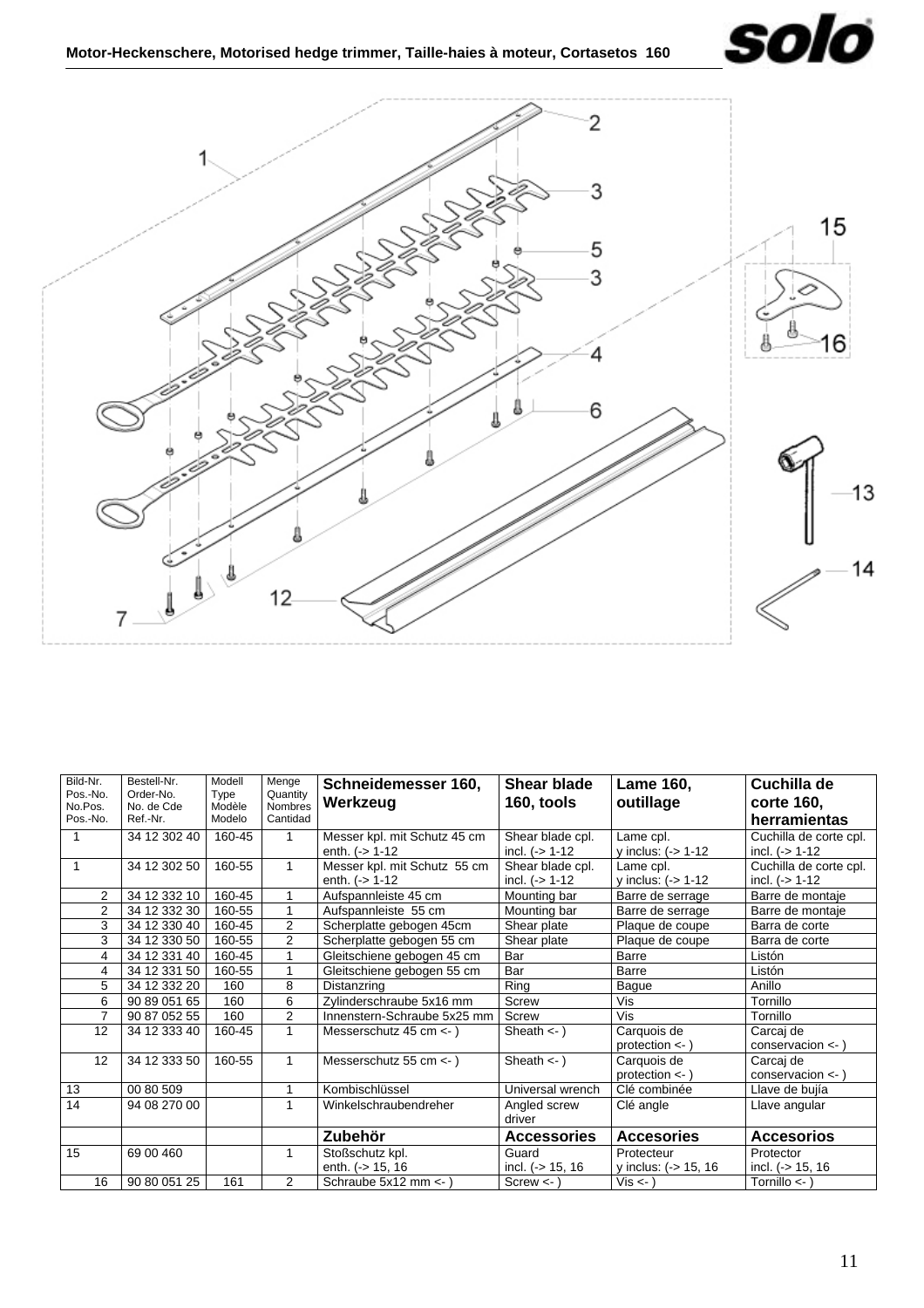**Motor-Heckenschere, Motorised hedge trimmer, Taille-haies à moteur, Cortasetos 160**

| Bild-Nr. Pos.-No. No.Pos. Pos.-No. | Bestell-Nr. Order-No. No. de Cde Ref.-Nr. | Modell Type Modèle Modelo | Menge Quantity Nombres Cantidad | **Schneidemesser 160, Werkzeug** | **Shear blade 160, tools** | **Lame 160, outillage** | **Cuchilla de corte 160, herramientas** |
|---|---|---|---|---|---|---|---|
| 1 | 34 12 302 40 | 160-45 | 1 | Messer kpl. mit Schutz 45 cm enth. (-> 1-12 | Shear blade cpl. incl. (-> 1-12 | Lame cpl. y inclus: (-> 1-12 | Cuchilla de corte cpl. incl. (-> 1-12 |
| 1 | 34 12 302 50 | 160-55 | 1 | Messer kpl. mit Schutz 55 cm enth. (-> 1-12 | Shear blade cpl. incl. (-> 1-12 | Lame cpl. y inclus: (-> 1-12 | Cuchilla de corte cpl. incl. (-> 1-12 |
| 2 | 34 12 332 10 | 160-45 | 1 | Aufspannleiste 45 cm | Mounting bar | Barre de serrage | Barre de montaje |
| 2 | 34 12 332 30 | 160-55 | 1 | Aufspannleiste 55 cm | Mounting bar | Barre de serrage | Barre de montaje |
| 3 | 34 12 330 40 | 160-45 | 2 | Scherplatte gebogen 45cm | Shear plate | Plaque de coupe | Barra de corte |
| 3 | 34 12 330 50 | 160-55 | 2 | Scherplatte gebogen 55 cm | Shear plate | Plaque de coupe | Barra de corte |
| 4 | 34 12 331 40 | 160-45 | 1 | Gleitschiene gebogen 45 cm | Bar | Barre | Listón |
| 4 | 34 12 331 50 | 160-55 | 1 | Gleitschiene gebogen 55 cm | Bar | Barre | Listón |
| 5 | 34 12 332 20 | 160 | 8 | Distanzring | Ring | Bague | Anillo |
| 6 | 90 89 051 65 | 160 | 6 | Zylinderschraube 5x16 mm | Screw | Vis | Tornillo |
| 7 | 90 87 052 55 | 160 | 2 | Innenstern-Schraube 5x25 mm | Screw | Vis | Tornillo |
| 12 | 34 12 333 40 | 160-45 | 1 | Messerschutz 45 cm <- ) | Sheath <- ) | Carquois de protection <- ) | Carcaj de conservacion <- ) |
| 12 | 34 12 333 50 | 160-55 | 1 | Messerschutz 55 cm <- ) | Sheath <- ) | Carquois de protection <- ) | Carcaj de conservacion <- ) |
| 13 | 00 80 509 | | 1 | Kombischlüssel | Universal wrench | Clé combinée | Llave de bujía |
| 14 | 94 08 270 00 | | 1 | Winkelschraubendreher | Angled screw driver | Clé angle | Llave angular |
| | | | | **Zubehör** | **Accessories** | **Accesories** | **Accesorios** |
| 15 | 69 00 460 | | 1 | Stoßschutz kpl. enth. (-> 15, 16 | Guard incl. (-> 15, 16 | Protecteur y inclus: (-> 15, 16 | Protector incl. (-> 15, 16 |
| 16 | 90 80 051 25 | 161 | 2 | Schraube 5x12 mm <- ) | Screw <- ) | Vis <- ) | Tornillo <- ) |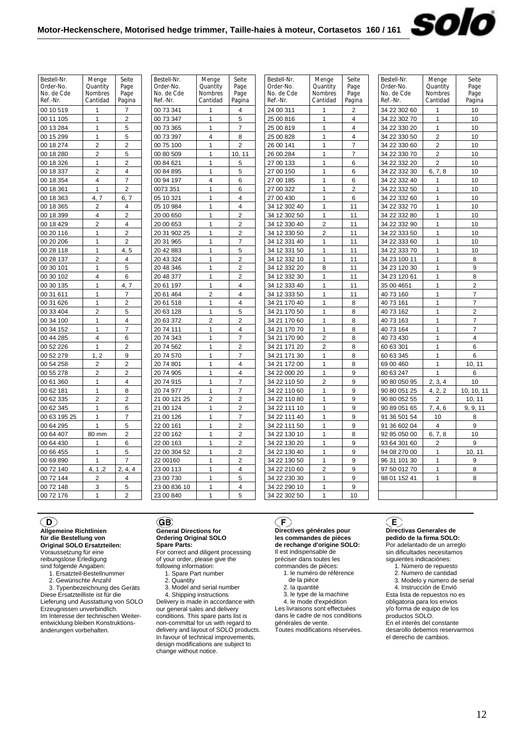# Motor-Heckenschere, Motorised hedge trimmer, Taille-haies à moteur, Cortasetos 160 / 161

| Bestell-Nr. Order-No. No. de Cde Ref.-Nr. | Menge Quantity Nombres Cantidad | Seite Page Page Pagina |
|---|---|---|
| 00 10 519 | 1 | 7 |
| 00 11 105 | 1 | 2 |
| 00 13 284 | 1 | 5 |
| 00 15 299 | 1 | 5 |
| 00 18 274 | 2 | 2 |
| 00 18 280 | 2 | 5 |
| 00 18 326 | 1 | 2 |
| 00 18 337 | 2 | 4 |
| 00 18 354 | 4 | 7 |
| 00 18 361 | 1 | 2 |
| 00 18 363 | 4, 7 | 6, 7 |
| 00 18 365 | 2 | 4 |
| 00 18 399 | 4 | 2 |
| 00 18 429 | 2 | 4 |
| 00 20 116 | 1 | 2 |
| 00 20 206 | 1 | 2 |
| 00 28 118 | 1 | 4, 5 |
| 00 28 137 | 2 | 4 |
| 00 30 101 | 1 | 5 |
| 00 30 102 | 4 | 6 |
| 00 30 135 | 1 | 4, 7 |
| 00 31 611 | 1 | 7 |
| 00 31 626 | 1 | 2 |
| 00 33 404 | 2 | 5 |
| 00 34 100 | 1 | 4 |
| 00 34 152 | 1 | 7 |
| 00 44 285 | 4 | 6 |
| 00 52 226 | 1 | 2 |
| 00 52 279 | 1, 2 | 9 |
| 00 54 258 | 2 | 2 |
| 00 55 278 | 2 | 2 |
| 00 61 360 | 1 | 4 |
| 00 62 181 | 1 | 8 |
| 00 62 335 | 2 | 2 |
| 00 62 345 | 1 | 6 |
| 00 63 195 25 | 1 | 7 |
| 00 64 295 | 1 | 5 |
| 00 64 407 | 80 mm | 2 |
| 00 64 430 | 1 | 6 |
| 00 66 455 | 1 | 5 |
| 00 69 890 | 1 | 7 |
| 00 72 140 | 4, 1 ,2 | 2, 4, 4 |
| 00 72 144 | 2 | 4 |
| 00 72 148 | 3 | 5 |
| 00 72 176 | 1 | 2 |
| 00 73 341 | 1 | 4 |
| 00 73 347 | 1 | 5 |
| 00 73 365 | 1 | 7 |
| 00 73 397 | 4 | 8 |
| 00 75 100 | 1 | 2 |
| 00 80 509 | 1 | 10, 11 |
| 00 84 621 | 1 | 5 |
| 00 84 895 | 1 | 5 |
| 00 94 197 | 4 | 6 |
| 0073 351 | 1 | 6 |
| 05 10 321 | 1 | 4 |
| 05 10 984 | 1 | 4 |
| 20 00 650 | 1 | 2 |
| 20 00 653 | 1 | 2 |
| 20 31 902 25 | 1 | 2 |
| 20 31 965 | 1 | 7 |
| 20 42 883 | 1 | 5 |
| 20 43 324 | 1 | 2 |
| 20 48 346 | 1 | 2 |
| 20 48 377 | 1 | 2 |
| 20 61 197 | 1 | 4 |
| 20 61 464 | 2 | 4 |
| 20 61 518 | 1 | 4 |
| 20 63 128 | 1 | 5 |
| 20 63 372 | 2 | 2 |
| 20 74 111 | 1 | 4 |
| 20 74 343 | 1 | 7 |
| 20 74 562 | 1 | 2 |
| 20 74 570 | 1 | 7 |
| 20 74 801 | 1 | 4 |
| 20 74 905 | 1 | 4 |
| 20 74 915 | 1 | 7 |
| 20 74 977 | 1 | 7 |
| 21 00 121 25 | 2 | 2 |
| 21 00 124 | 1 | 2 |
| 21 00 126 | 1 | 7 |
| 22 00 161 | 1 | 2 |
| 22 00 162 | 1 | 2 |
| 22 00 163 | 1 | 2 |
| 22 00 304 52 | 1 | 2 |
| 22 00160 | 1 | 2 |
| 23 00 113 | 1 | 4 |
| 23 00 730 | 1 | 5 |
| 23 00 836 10 | 1 | 4 |
| 23 00 840 | 1 | 5 |
| 24 00 311 | 1 | 2 |
| 25 00 816 | 1 | 4 |
| 25 00 819 | 1 | 4 |
| 25 00 828 | 1 | 4 |
| 26 00 141 | 1 | 7 |
| 26 00 284 | 1 | 7 |
| 27 00 133 | 1 | 6 |
| 27 00 150 | 1 | 6 |
| 27 00 185 | 1 | 6 |
| 27 00 322 | 1 | 2 |
| 27 00 430 | 1 | 6 |
| 34 12 302 40 | 1 | 11 |
| 34 12 302 50 | 1 | 11 |
| 34 12 330 40 | 2 | 11 |
| 34 12 330 50 | 2 | 11 |
| 34 12 331 40 | 1 | 11 |
| 34 12 331 50 | 1 | 11 |
| 34 12 332 10 | 1 | 11 |
| 34 12 332 20 | 8 | 11 |
| 34 12 332 30 | 1 | 11 |
| 34 12 333 40 | 1 | 11 |
| 34 12 333 50 | 1 | 11 |
| 34 21 170 40 | 1 | 8 |
| 34 21 170 50 | 1 | 8 |
| 34 21 170 60 | 1 | 8 |
| 34 21 170 70 | 1 | 8 |
| 34 21 170 90 | 2 | 8 |
| 34 21 171 20 | 2 | 8 |
| 34 21 171 30 | 1 | 8 |
| 34 21 172 00 | 1 | 8 |
| 34 22 000 20 | 1 | 9 |
| 34 22 110 50 | 2 | 9 |
| 34 22 110 60 | 1 | 9 |
| 34 22 110 80 | 1 | 9 |
| 34 22 111 10 | 1 | 9 |
| 34 22 111 40 | 1 | 9 |
| 34 22 111 50 | 1 | 9 |
| 34 22 130 10 | 1 | 8 |
| 34 22 130 20 | 1 | 9 |
| 34 22 130 40 | 1 | 9 |
| 34 22 130 50 | 1 | 9 |
| 34 22 210 60 | 2 | 9 |
| 34 22 230 30 | 1 | 9 |
| 34 22 290 10 | 1 | 9 |
| 34 22 302 50 | 1 | 10 |
| 34 22 302 60 | 1 | 10 |
| 34 22 302 70 | 1 | 10 |
| 34 22 330 20 | 1 | 10 |
| 34 22 330 50 | 2 | 10 |
| 34 22 330 60 | 2 | 10 |
| 34 22 330 70 | 2 | 10 |
| 34 22 332 20 | 2 | 10 |
| 34 22 332 30 | 6, 7, 8 | 10 |
| 34 22 332 40 | 1 | 10 |
| 34 22 332 50 | 1 | 10 |
| 34 22 332 60 | 1 | 10 |
| 34 22 332 70 | 1 | 10 |
| 34 22 332 80 | 1 | 10 |
| 34 22 332 90 | 1 | 10 |
| 34 22 333 50 | 1 | 10 |
| 34 22 333 60 | 1 | 10 |
| 34 22 333 70 | 1 | 10 |
| 34 23 100 11 | 1 | 8 |
| 34 23 120 30 | 1 | 9 |
| 34 23 120 61 | 1 | 8 |
| 35 00 4651 | 1 | 2 |
| 40 73 160 | 1 | 7 |
| 40 73 161 | 1 | 7 |
| 40 73 162 | 1 | 2 |
| 40 73 163 | 1 | 7 |
| 40 73 164 | 1 | 7 |
| 40 73 430 | 1 | 4 |
| 60 63 301 | 1 | 6 |
| 60 63 345 | 1 | 6 |
| 69 00 460 | 1 | 10, 11 |
| 80 63 247 | 1 | 6 |
| 90 80 050 95 | 2, 3, 4 | 10 |
| 90 80 051 25 | 4, 2, 2 | 10, 10, 11 |
| 90 80 052 55 | 2 | 10, 11 |
| 90 89 051 65 | 7, 4, 6 | 9, 9, 11 |
| 91 36 501 54 | 10 | 8 |
| 91 36 602 04 | 4 | 9 |
| 92 85 050 00 | 6, 7, 8 | 10 |
| 93 64 301 60 | 2 | 9 |
| 94 08 270 00 | 1 | 10, 11 |
| 96 31 101 30 | 1 | 9 |
| 97 50 012 70 | 1 | 8 |
| 98 01 152 41 | 1 | 8 |

(D)

**Allgemeine Richtlinien für die Bestellung von Original SOLO Ersatzteilen:**
Voraussetzung für eine reibungslose Erledigung sind folgende Angaben:
1. Ersatzteil-Bestellnummer
2. Gewünschte Anzahl
3. Typenbezeichnung des Geräts

Diese Ersatzteilliste ist für die Lieferung und Ausstattung von SOLO Erzeugnissen unverbindlich. Im Interesse der technischen Weiterentwicklung bleiben Konstruktionsänderungen vorbehalten.

(GB)

**General Directions for Ordering Original SOLO Spare Parts:**
For correct and diligent processing of your order, please give the following information:
1. Spare Part number
2. Quantity
3. Model and serial number
4. Shipping instructions

Delivery is made in accordance with our general sales and delivery conditions. This spare parts list is non-committal for us with regard to delivery and layout of SOLO products. In favour of technical improvements, design modifications are subject to change without notice.

(F)

**Directives générales pour les commandes de pièces de rechange d'origine SOLO:**
Il est indispensable de préciser dans toutes les commandes de pièces:
1. le numéro de référence de la pièce
2. la quantité
3. le type de la machine
4. le mode d'expédition

Les livraisons sont effectuées dans le cadre de nos conditions générales de vente.
Toutes modifications réservées.

(E)

**Directivas Generales de pedido de la firma SOLO:**
Por adelantado de un arreglo sin dificultades necesitamos siguientes indicaciónes:
1. Número de repuesto
2. Numero de cantidad
3. Modelo y número de serial
4. Instrucción de Envió

Esta lista de repuestos no es obligatoria para los envios y/o forma de equipo de los productos SOLO.
En el interés del constante desarollo debemos reservarmos el derecho de cambios.